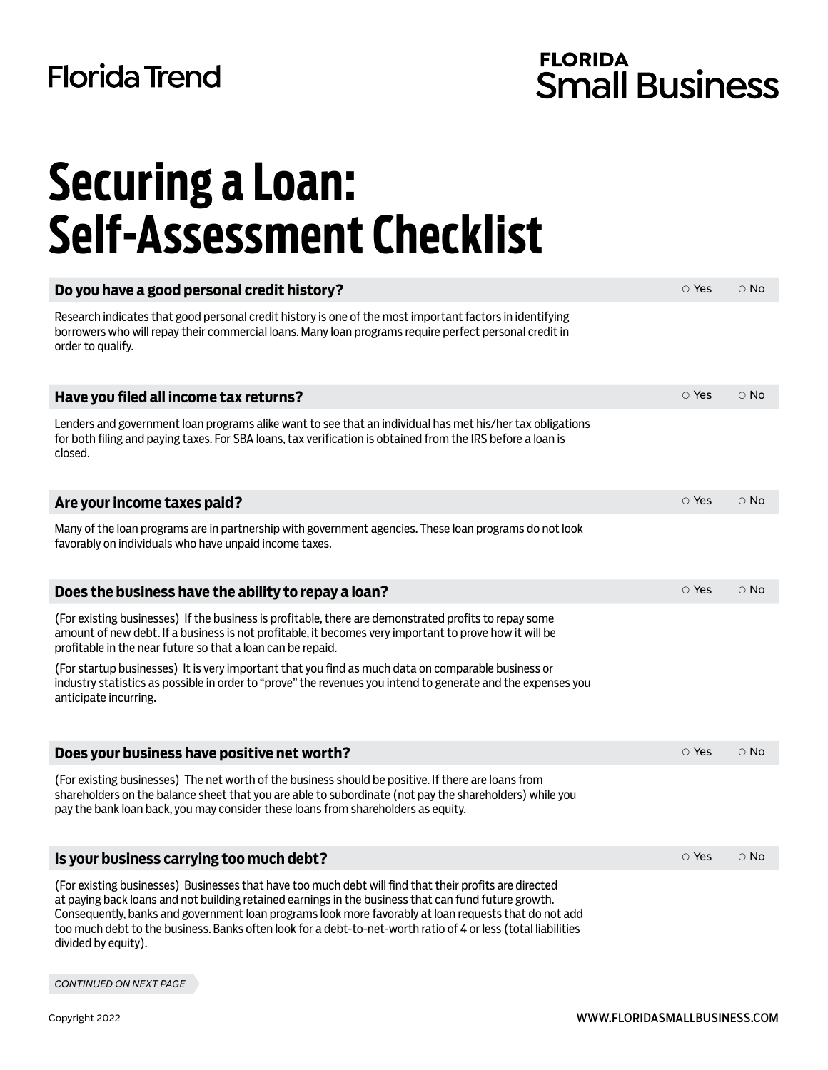Florida Trend | FLORIDA Small Business

# Securing a Loan: Self-Assessment Checklist

### Do you have a good personal credit history?

○ Yes ○ No

Research indicates that good personal credit history is one of the most important factors in identifying borrowers who will repay their commercial loans. Many loan programs require perfect personal credit in order to qualify.

### Have you filed all income tax returns?

○ Yes ○ No

Lenders and government loan programs alike want to see that an individual has met his/her tax obligations for both filing and paying taxes. For SBA loans, tax verification is obtained from the IRS before a loan is closed.

### Are your income taxes paid?

○ Yes ○ No

Many of the loan programs are in partnership with government agencies. These loan programs do not look favorably on individuals who have unpaid income taxes.

### Does the business have the ability to repay a loan?

○ Yes ○ No

(For existing businesses) If the business is profitable, there are demonstrated profits to repay some amount of new debt. If a business is not profitable, it becomes very important to prove how it will be profitable in the near future so that a loan can be repaid.

(For startup businesses) It is very important that you find as much data on comparable business or industry statistics as possible in order to "prove" the revenues you intend to generate and the expenses you anticipate incurring.

### Does your business have positive net worth?

○ Yes ○ No

(For existing businesses) The net worth of the business should be positive. If there are loans from shareholders on the balance sheet that you are able to subordinate (not pay the shareholders) while you pay the bank loan back, you may consider these loans from shareholders as equity.

### Is your business carrying too much debt?

○ Yes ○ No

(For existing businesses) Businesses that have too much debt will find that their profits are directed at paying back loans and not building retained earnings in the business that can fund future growth. Consequently, banks and government loan programs look more favorably at loan requests that do not add too much debt to the business. Banks often look for a debt-to-net-worth ratio of 4 or less (total liabilities divided by equity).

*CONTINUED ON NEXT PAGE*

Copyright 2022

WWW.FLORIDASMALLBUSINESS.COM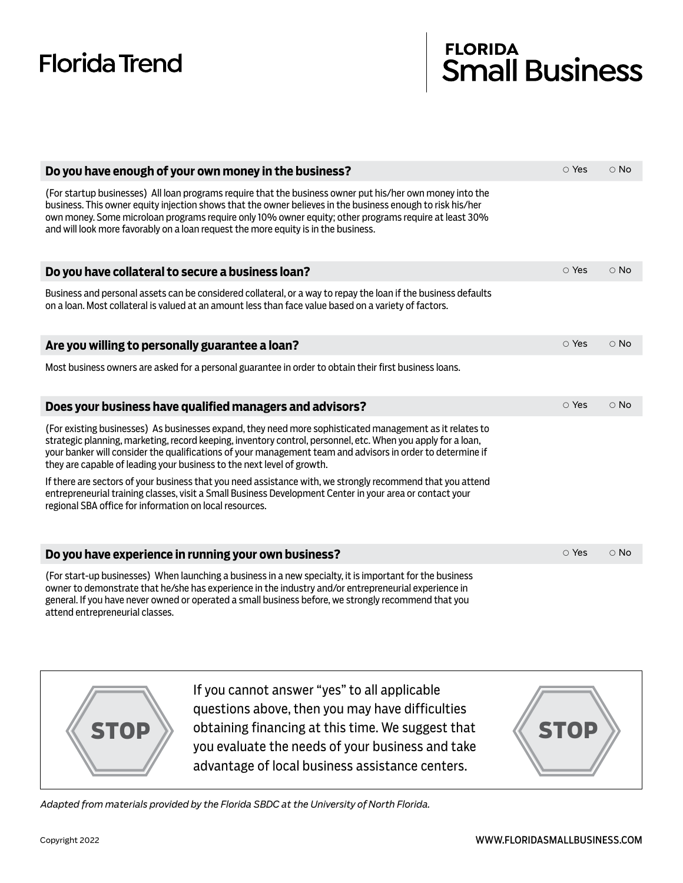### Do you have enough of your own money in the business?

○ Yes ○ No

(For startup businesses) All loan programs require that the business owner put his/her own money into the business. This owner equity injection shows that the owner believes in the business enough to risk his/her own money. Some microloan programs require only 10% owner equity; other programs require at least 30% and will look more favorably on a loan request the more equity is in the business.

### Do you have collateral to secure a business loan?

○ Yes ○ No

Business and personal assets can be considered collateral, or a way to repay the loan if the business defaults on a loan. Most collateral is valued at an amount less than face value based on a variety of factors.

### Are you willing to personally guarantee a loan?

○ Yes ○ No

Most business owners are asked for a personal guarantee in order to obtain their first business loans.

### Does your business have qualified managers and advisors?

○ Yes ○ No

(For existing businesses) As businesses expand, they need more sophisticated management as it relates to strategic planning, marketing, record keeping, inventory control, personnel, etc. When you apply for a loan, your banker will consider the qualifications of your management team and advisors in order to determine if they are capable of leading your business to the next level of growth.

If there are sectors of your business that you need assistance with, we strongly recommend that you attend entrepreneurial training classes, visit a Small Business Development Center in your area or contact your regional SBA office for information on local resources.

### Do you have experience in running your own business?

○ Yes ○ No

(For start-up businesses) When launching a business in a new specialty, it is important for the business owner to demonstrate that he/she has experience in the industry and/or entrepreneurial experience in general. If you have never owned or operated a small business before, we strongly recommend that you attend entrepreneurial classes.

**STOP** If you cannot answer "yes" to all applicable questions above, then you may have difficulties obtaining financing at this time. We suggest that you evaluate the needs of your business and take advantage of local business assistance centers. **STOP**

*Adapted from materials provided by the Florida SBDC at the University of North Florida.*

Copyright 2022

WWW.FLORIDASMALLBUSINESS.COM